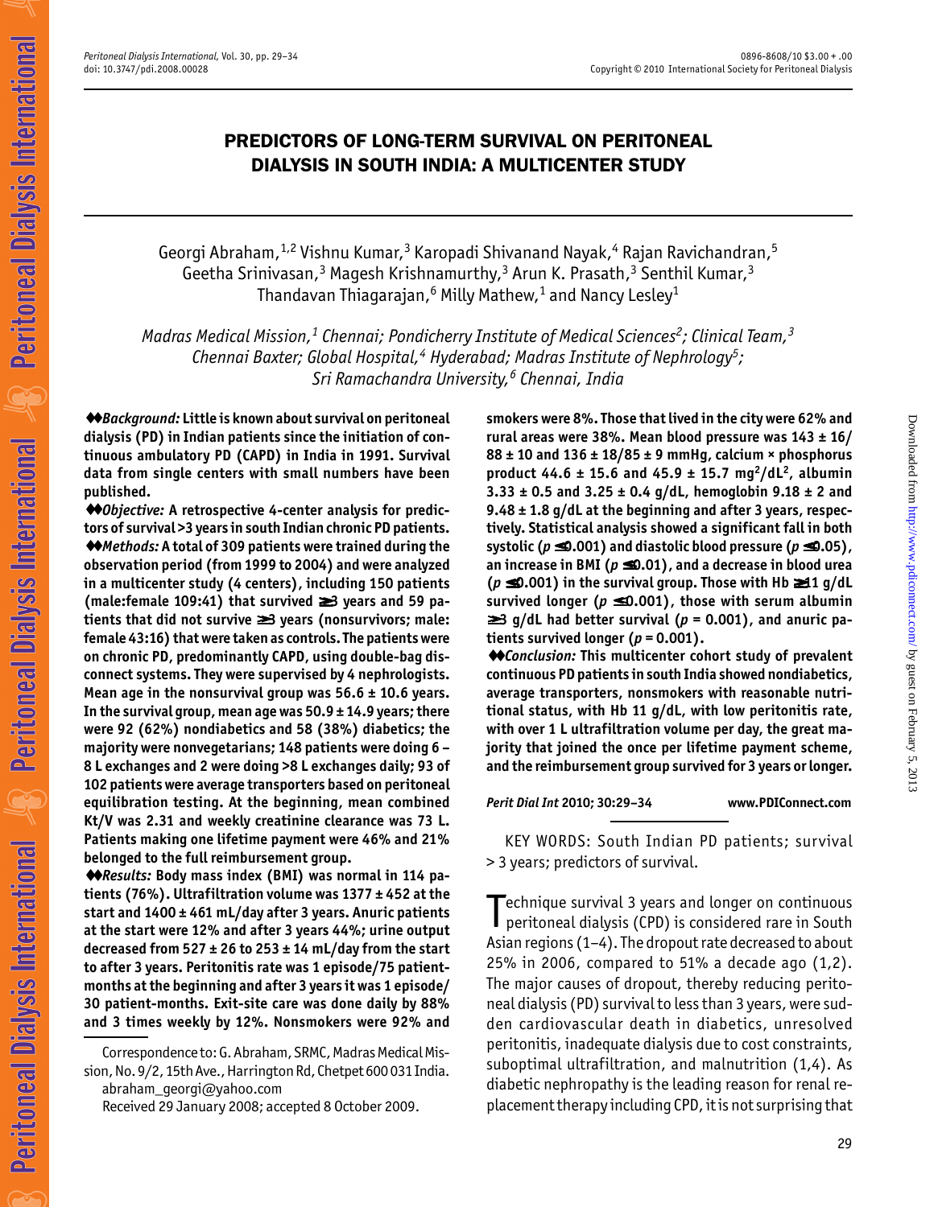# PREDICTORS OF LONG-TERM SURVIVAL ON PERITONEAL DIALYSIS IN SOUTH INDIA: A MULTICENTER STUDY

Georgi Abraham,[1,2] Vishnu Kumar,[3] Karopadi Shivanand Nayak,[4] Rajan Ravichandran,[5] Geetha Srinivasan,[3] Magesh Krishnamurthy,[3] Arun K. Prasath,[3] Senthil Kumar,[3] Thandavan Thiagarajan,[6] Milly Mathew,[1] and Nancy Lesley[1]

*Madras Medical Mission,[1] Chennai; Pondicherry Institute of Medical Sciences[2]; Clinical Team,[3] Chennai Baxter; Global Hospital,[4] Hyderabad; Madras Institute of Nephrology[5]; Sri Ramachandra University,[6] Chennai, India*

**♦♦*Background:* Little is known about survival on peritoneal dialysis (PD) in Indian patients since the initiation of continuous ambulatory PD (CAPD) in India in 1991. Survival data from single centers with small numbers have been published.**

**♦♦*Objective:* A retrospective 4-center analysis for predictors of survival >3 years in south Indian chronic PD patients.**

**♦♦*Methods:* A total of 309 patients were trained during the observation period (from 1999 to 2004) and were analyzed in a multicenter study (4 centers), including 150 patients (male:female 109:41) that survived ≥3 years and 59 patients that did not survive ≥3 years (nonsurvivors; male: female 43:16) that were taken as controls. The patients were on chronic PD, predominantly CAPD, using double-bag disconnect systems. They were supervised by 4 nephrologists. Mean age in the nonsurvival group was 56.6 ± 10.6 years. In the survival group, mean age was 50.9 ± 14.9 years; there were 92 (62%) nondiabetics and 58 (38%) diabetics; the majority were nonvegetarians; 148 patients were doing 6 – 8 L exchanges and 2 were doing >8 L exchanges daily; 93 of 102 patients were average transporters based on peritoneal equilibration testing. At the beginning, mean combined Kt/V was 2.31 and weekly creatinine clearance was 73 L. Patients making one lifetime payment were 46% and 21% belonged to the full reimbursement group.**

**♦♦*Results:* Body mass index (BMI) was normal in 114 patients (76%). Ultrafiltration volume was 1377 ± 452 at the start and 1400 ± 461 mL/day after 3 years. Anuric patients at the start were 12% and after 3 years 44%; urine output decreased from 527 ± 26 to 253 ± 14 mL/day from the start to after 3 years. Peritonitis rate was 1 episode/75 patient-months at the beginning and after 3 years it was 1 episode/30 patient-months. Exit-site care was done daily by 88% and 3 times weekly by 12%. Nonsmokers were 92% and smokers were 8%. Those that lived in the city were 62% and rural areas were 38%. Mean blood pressure was 143 ± 16/88 ± 10 and 136 ± 18/85 ± 9 mmHg, calcium × phosphorus product 44.6 ± 15.6 and 45.9 ± 15.7 mg$^2$/dL$^2$, albumin 3.33 ± 0.5 and 3.25 ± 0.4 g/dL, hemoglobin 9.18 ± 2 and 9.48 ± 1.8 g/dL at the beginning and after 3 years, respectively. Statistical analysis showed a significant fall in both systolic ($p \le 0.001$) and diastolic blood pressure ($p \le 0.05$), an increase in BMI ($p \le 0.01$), and a decrease in blood urea ($p \le 0.001$) in the survival group. Those with Hb ≥11 g/dL survived longer ($p \le 0.001$), those with serum albumin ≥3 g/dL had better survival ($p = 0.001$), and anuric patients survived longer ($p = 0.001$).**

**♦♦*Conclusion:* This multicenter cohort study of prevalent continuous PD patients in south India showed nondiabetics, average transporters, nonsmokers with reasonable nutritional status, with Hb 11 g/dL, with low peritonitis rate, with over 1 L ultrafiltration volume per day, the great majority that joined the once per lifetime payment scheme, and the reimbursement group survived for 3 years or longer.**

***Perit Dial Int* 2010; 30:29–34** www.PDIConnect.com

KEY WORDS: South Indian PD patients; survival > 3 years; predictors of survival.

Technique survival 3 years and longer on continuous peritoneal dialysis (CPD) is considered rare in South Asian regions (1–4). The dropout rate decreased to about 25% in 2006, compared to 51% a decade ago (1,2). The major causes of dropout, thereby reducing peritoneal dialysis (PD) survival to less than 3 years, were sudden cardiovascular death in diabetics, unresolved peritonitis, inadequate dialysis due to cost constraints, suboptimal ultrafiltration, and malnutrition (1,4). As diabetic nephropathy is the leading reason for renal replacement therapy including CPD, it is not surprising that

Correspondence to: G. Abraham, SRMC, Madras Medical Mission, No. 9/2, 15th Ave., Harrington Rd, Chetpet 600 031 India.
abraham_georgi@yahoo.com

Received 29 January 2008; accepted 8 October 2009.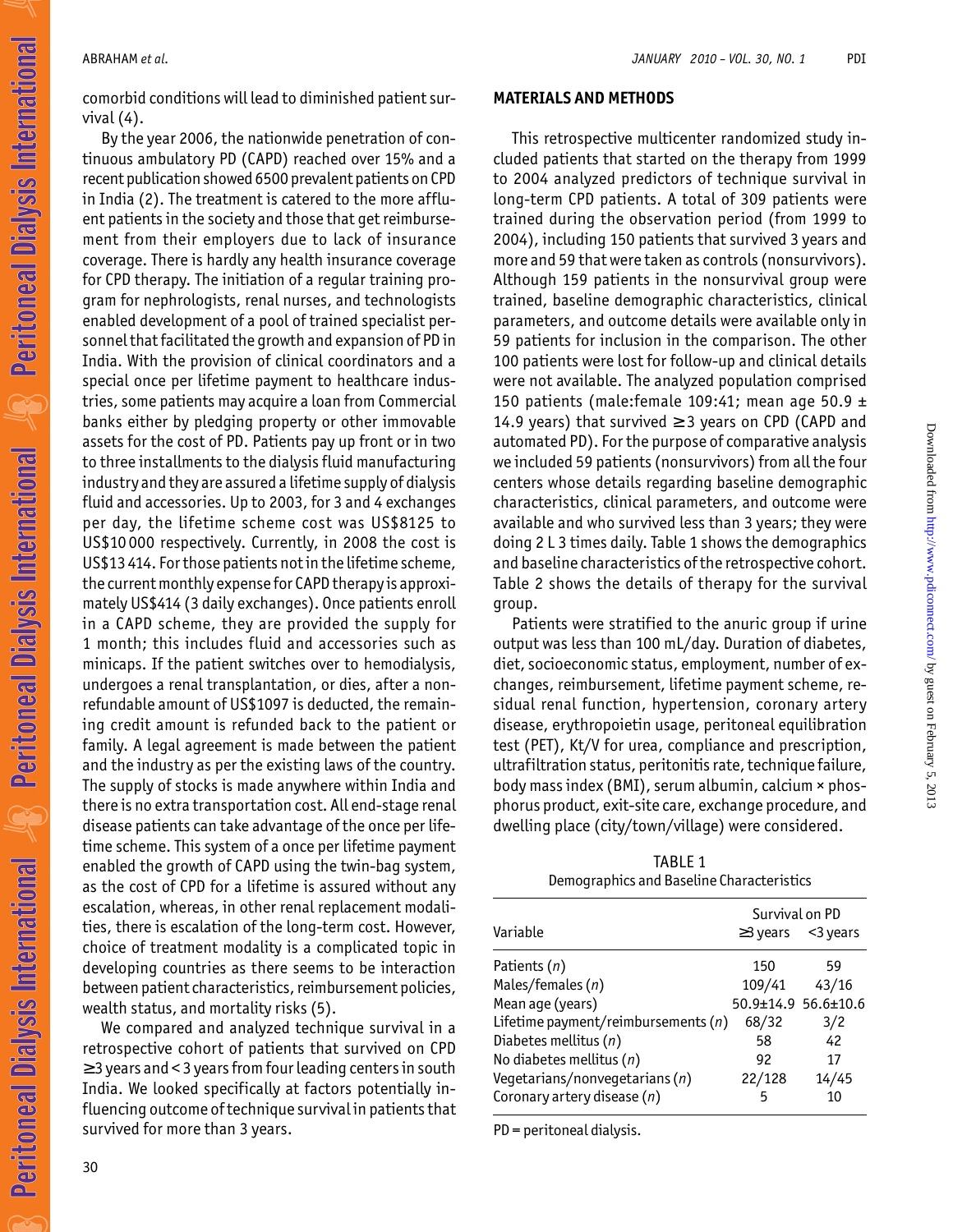comorbid conditions will lead to diminished patient survival (4).

By the year 2006, the nationwide penetration of continuous ambulatory PD (CAPD) reached over 15% and a recent publication showed 6500 prevalent patients on CPD in India (2). The treatment is catered to the more affluent patients in the society and those that get reimbursement from their employers due to lack of insurance coverage. There is hardly any health insurance coverage for CPD therapy. The initiation of a regular training program for nephrologists, renal nurses, and technologists enabled development of a pool of trained specialist personnel that facilitated the growth and expansion of PD in India. With the provision of clinical coordinators and a special once per lifetime payment to healthcare industries, some patients may acquire a loan from Commercial banks either by pledging property or other immovable assets for the cost of PD. Patients pay up front or in two to three installments to the dialysis fluid manufacturing industry and they are assured a lifetime supply of dialysis fluid and accessories. Up to 2003, for 3 and 4 exchanges per day, the lifetime scheme cost was US$8125 to US$10 000 respectively. Currently, in 2008 the cost is US$13 414. For those patients not in the lifetime scheme, the current monthly expense for CAPD therapy is approximately US$414 (3 daily exchanges). Once patients enroll in a CAPD scheme, they are provided the supply for 1 month; this includes fluid and accessories such as minicaps. If the patient switches over to hemodialysis, undergoes a renal transplantation, or dies, after a nonrefundable amount of US$1097 is deducted, the remaining credit amount is refunded back to the patient or family. A legal agreement is made between the patient and the industry as per the existing laws of the country. The supply of stocks is made anywhere within India and there is no extra transportation cost. All end-stage renal disease patients can take advantage of the once per lifetime scheme. This system of a once per lifetime payment enabled the growth of CAPD using the twin-bag system, as the cost of CPD for a lifetime is assured without any escalation, whereas, in other renal replacement modalities, there is escalation of the long-term cost. However, choice of treatment modality is a complicated topic in developing countries as there seems to be interaction between patient characteristics, reimbursement policies, wealth status, and mortality risks (5).

We compared and analyzed technique survival in a retrospective cohort of patients that survived on CPD ≥3 years and < 3 years from four leading centers in south India. We looked specifically at factors potentially influencing outcome of technique survival in patients that survived for more than 3 years.

## MATERIALS AND METHODS

This retrospective multicenter randomized study included patients that started on the therapy from 1999 to 2004 analyzed predictors of technique survival in long-term CPD patients. A total of 309 patients were trained during the observation period (from 1999 to 2004), including 150 patients that survived 3 years and more and 59 that were taken as controls (nonsurvivors). Although 159 patients in the nonsurvival group were trained, baseline demographic characteristics, clinical parameters, and outcome details were available only in 59 patients for inclusion in the comparison. The other 100 patients were lost for follow-up and clinical details were not available. The analyzed population comprised 150 patients (male:female 109:41; mean age 50.9 ± 14.9 years) that survived ≥3 years on CPD (CAPD and automated PD). For the purpose of comparative analysis we included 59 patients (nonsurvivors) from all the four centers whose details regarding baseline demographic characteristics, clinical parameters, and outcome were available and who survived less than 3 years; they were doing 2 L 3 times daily. Table 1 shows the demographics and baseline characteristics of the retrospective cohort. Table 2 shows the details of therapy for the survival group.

Patients were stratified to the anuric group if urine output was less than 100 mL/day. Duration of diabetes, diet, socioeconomic status, employment, number of exchanges, reimbursement, lifetime payment scheme, residual renal function, hypertension, coronary artery disease, erythropoietin usage, peritoneal equilibration test (PET), Kt/V for urea, compliance and prescription, ultrafiltration status, peritonitis rate, technique failure, body mass index (BMI), serum albumin, calcium × phosphorus product, exit-site care, exchange procedure, and dwelling place (city/town/village) were considered.

TABLE 1
Demographics and Baseline Characteristics

| Variable | Survival on PD | |
|---|---|---|
| | ≥3 years | <3 years |
| Patients (*n*) | 150 | 59 |
| Males/females (*n*) | 109/41 | 43/16 |
| Mean age (years) | 50.9±14.9 | 56.6±10.6 |
| Lifetime payment/reimbursements (*n*) | 68/32 | 3/2 |
| Diabetes mellitus (*n*) | 58 | 42 |
| No diabetes mellitus (*n*) | 92 | 17 |
| Vegetarians/nonvegetarians (*n*) | 22/128 | 14/45 |
| Coronary artery disease (*n*) | 5 | 10 |

PD = peritoneal dialysis.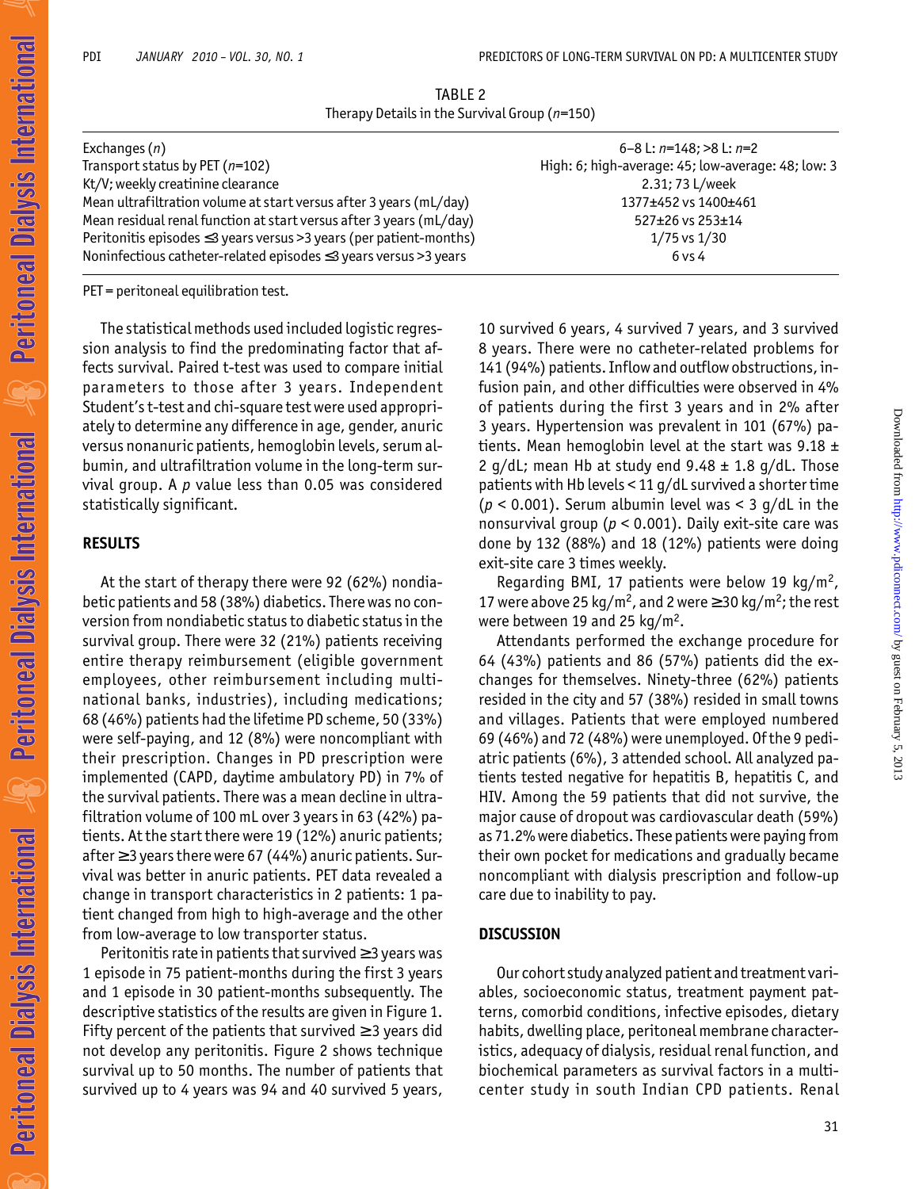TABLE 2
Therapy Details in the Survival Group ($n$=150)

| | |
|---|---|
| Exchanges ($n$) | 6–8 L: $n$=148; >8 L: $n$=2 |
| Transport status by PET ($n$=102) | High: 6; high-average: 45; low-average: 48; low: 3 |
| Kt/V; weekly creatinine clearance | 2.31; 73 L/week |
| Mean ultrafiltration volume at start versus after 3 years (mL/day) | 1377±452 vs 1400±461 |
| Mean residual renal function at start versus after 3 years (mL/day) | 527±26 vs 253±14 |
| Peritonitis episodes ≤3 years versus >3 years (per patient-months) | 1/75 vs 1/30 |
| Noninfectious catheter-related episodes ≤3 years versus >3 years | 6 vs 4 |

PET = peritoneal equilibration test.

The statistical methods used included logistic regression analysis to find the predominating factor that affects survival. Paired t-test was used to compare initial parameters to those after 3 years. Independent Student's t-test and chi-square test were used appropriately to determine any difference in age, gender, anuric versus nonanuric patients, hemoglobin levels, serum albumin, and ultrafiltration volume in the long-term survival group. A $p$ value less than 0.05 was considered statistically significant.

## RESULTS

At the start of therapy there were 92 (62%) nondiabetic patients and 58 (38%) diabetics. There was no conversion from nondiabetic status to diabetic status in the survival group. There were 32 (21%) patients receiving entire therapy reimbursement (eligible government employees, other reimbursement including multinational banks, industries), including medications; 68 (46%) patients had the lifetime PD scheme, 50 (33%) were self-paying, and 12 (8%) were noncompliant with their prescription. Changes in PD prescription were implemented (CAPD, daytime ambulatory PD) in 7% of the survival patients. There was a mean decline in ultrafiltration volume of 100 mL over 3 years in 63 (42%) patients. At the start there were 19 (12%) anuric patients; after ≥3 years there were 67 (44%) anuric patients. Survival was better in anuric patients. PET data revealed a change in transport characteristics in 2 patients: 1 patient changed from high to high-average and the other from low-average to low transporter status.

Peritonitis rate in patients that survived ≥3 years was 1 episode in 75 patient-months during the first 3 years and 1 episode in 30 patient-months subsequently. The descriptive statistics of the results are given in Figure 1. Fifty percent of the patients that survived ≥3 years did not develop any peritonitis. Figure 2 shows technique survival up to 50 months. The number of patients that survived up to 4 years was 94 and 40 survived 5 years, 10 survived 6 years, 4 survived 7 years, and 3 survived 8 years. There were no catheter-related problems for 141 (94%) patients. Inflow and outflow obstructions, infusion pain, and other difficulties were observed in 4% of patients during the first 3 years and in 2% after 3 years. Hypertension was prevalent in 101 (67%) patients. Mean hemoglobin level at the start was 9.18 ± 2 g/dL; mean Hb at study end 9.48 ± 1.8 g/dL. Those patients with Hb levels < 11 g/dL survived a shorter time ($p$ < 0.001). Serum albumin level was < 3 g/dL in the nonsurvival group ($p$ < 0.001). Daily exit-site care was done by 132 (88%) and 18 (12%) patients were doing exit-site care 3 times weekly.

Regarding BMI, 17 patients were below 19 kg/m$^2$, 17 were above 25 kg/m$^2$, and 2 were ≥30 kg/m$^2$; the rest were between 19 and 25 kg/m$^2$.

Attendants performed the exchange procedure for 64 (43%) patients and 86 (57%) patients did the exchanges for themselves. Ninety-three (62%) patients resided in the city and 57 (38%) resided in small towns and villages. Patients that were employed numbered 69 (46%) and 72 (48%) were unemployed. Of the 9 pediatric patients (6%), 3 attended school. All analyzed patients tested negative for hepatitis B, hepatitis C, and HIV. Among the 59 patients that did not survive, the major cause of dropout was cardiovascular death (59%) as 71.2% were diabetics. These patients were paying from their own pocket for medications and gradually became noncompliant with dialysis prescription and follow-up care due to inability to pay.

## DISCUSSION

Our cohort study analyzed patient and treatment variables, socioeconomic status, treatment payment patterns, comorbid conditions, infective episodes, dietary habits, dwelling place, peritoneal membrane characteristics, adequacy of dialysis, residual renal function, and biochemical parameters as survival factors in a multicenter study in south Indian CPD patients. Renal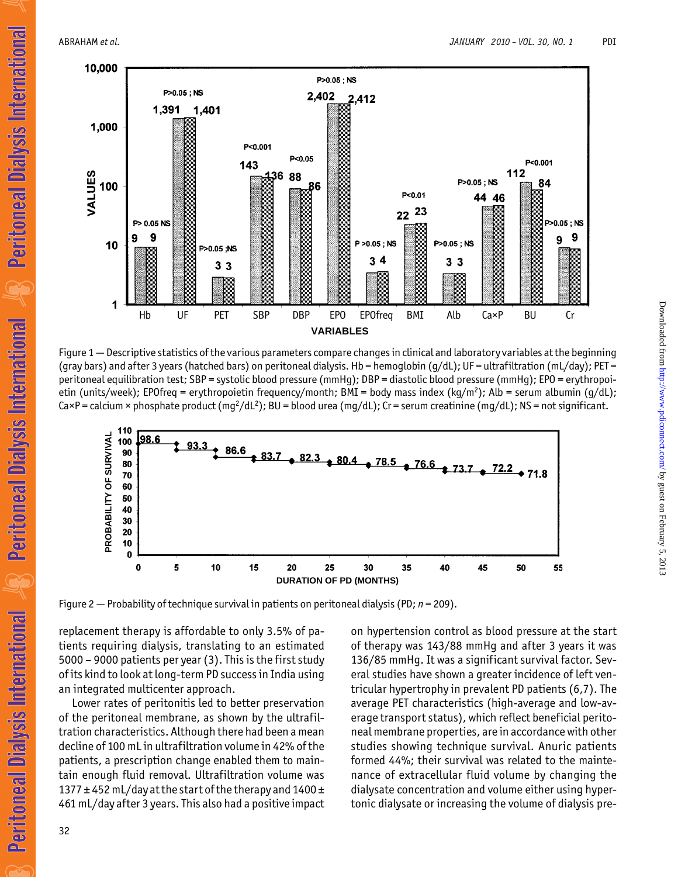Figure 1 — Descriptive statistics of the various parameters compare changes in clinical and laboratory variables at the beginning (gray bars) and after 3 years (hatched bars) on peritoneal dialysis. Hb = hemoglobin (g/dL); UF = ultrafiltration (mL/day); PET = peritoneal equilibration test; SBP = systolic blood pressure (mmHg); DBP = diastolic blood pressure (mmHg); EPO = erythropoietin (units/week); EPOfreq = erythropoietin frequency/month; BMI = body mass index (kg/m$^2$); Alb = serum albumin (g/dL); Ca×P = calcium × phosphate product (mg$^2$/dL$^2$); BU = blood urea (mg/dL); Cr = serum creatinine (mg/dL); NS = not significant.

Figure 2 — Probability of technique survival in patients on peritoneal dialysis (PD; $n$ = 209).

replacement therapy is affordable to only 3.5% of patients requiring dialysis, translating to an estimated 5000 – 9000 patients per year (3). This is the first study of its kind to look at long-term PD success in India using an integrated multicenter approach.

Lower rates of peritonitis led to better preservation of the peritoneal membrane, as shown by the ultrafiltration characteristics. Although there had been a mean decline of 100 mL in ultrafiltration volume in 42% of the patients, a prescription change enabled them to maintain enough fluid removal. Ultrafiltration volume was 1377 ± 452 mL/day at the start of the therapy and 1400 ± 461 mL/day after 3 years. This also had a positive impact on hypertension control as blood pressure at the start of therapy was 143/88 mmHg and after 3 years it was 136/85 mmHg. It was a significant survival factor. Several studies have shown a greater incidence of left ventricular hypertrophy in prevalent PD patients (6,7). The average PET characteristics (high-average and low-average transport status), which reflect beneficial peritoneal membrane properties, are in accordance with other studies showing technique survival. Anuric patients formed 44%; their survival was related to the maintenance of extracellular fluid volume by changing the dialysate concentration and volume either using hypertonic dialysate or increasing the volume of dialysis pre-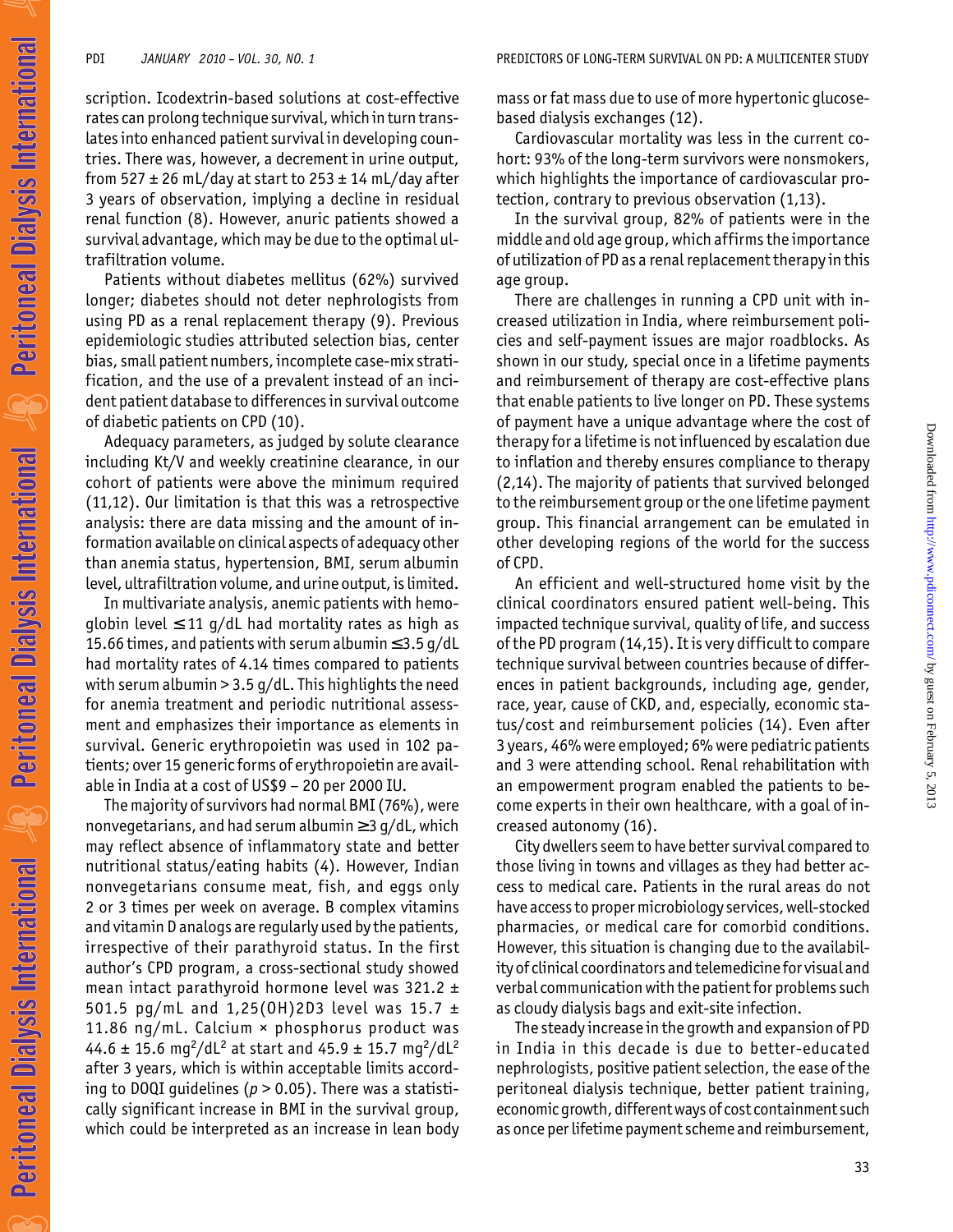scription. Icodextrin-based solutions at cost-effective rates can prolong technique survival, which in turn translates into enhanced patient survival in developing countries. There was, however, a decrement in urine output, from 527 ± 26 mL/day at start to 253 ± 14 mL/day after 3 years of observation, implying a decline in residual renal function (8). However, anuric patients showed a survival advantage, which may be due to the optimal ultrafiltration volume.

Patients without diabetes mellitus (62%) survived longer; diabetes should not deter nephrologists from using PD as a renal replacement therapy (9). Previous epidemiologic studies attributed selection bias, center bias, small patient numbers, incomplete case-mix stratification, and the use of a prevalent instead of an incident patient database to differences in survival outcome of diabetic patients on CPD (10).

Adequacy parameters, as judged by solute clearance including Kt/V and weekly creatinine clearance, in our cohort of patients were above the minimum required (11,12). Our limitation is that this was a retrospective analysis: there are data missing and the amount of information available on clinical aspects of adequacy other than anemia status, hypertension, BMI, serum albumin level, ultrafiltration volume, and urine output, is limited.

In multivariate analysis, anemic patients with hemoglobin level ≤ 11 g/dL had mortality rates as high as 15.66 times, and patients with serum albumin ≤3.5 g/dL had mortality rates of 4.14 times compared to patients with serum albumin > 3.5 g/dL. This highlights the need for anemia treatment and periodic nutritional assessment and emphasizes their importance as elements in survival. Generic erythropoietin was used in 102 patients; over 15 generic forms of erythropoietin are available in India at a cost of US$9 – 20 per 2000 IU.

The majority of survivors had normal BMI (76%), were nonvegetarians, and had serum albumin ≥3 g/dL, which may reflect absence of inflammatory state and better nutritional status/eating habits (4). However, Indian nonvegetarians consume meat, fish, and eggs only 2 or 3 times per week on average. B complex vitamins and vitamin D analogs are regularly used by the patients, irrespective of their parathyroid status. In the first author's CPD program, a cross-sectional study showed mean intact parathyroid hormone level was 321.2 ± 501.5 pg/mL and 1,25(OH)2D3 level was 15.7 ± 11.86 ng/mL. Calcium × phosphorus product was 44.6 ± 15.6 $mg^2/dL^2$ at start and 45.9 ± 15.7 $mg^2/dL^2$ after 3 years, which is within acceptable limits according to DOQI guidelines ($p > 0.05$). There was a statistically significant increase in BMI in the survival group, which could be interpreted as an increase in lean body mass or fat mass due to use of more hypertonic glucose-based dialysis exchanges (12).

Cardiovascular mortality was less in the current cohort: 93% of the long-term survivors were nonsmokers, which highlights the importance of cardiovascular protection, contrary to previous observation (1,13).

In the survival group, 82% of patients were in the middle and old age group, which affirms the importance of utilization of PD as a renal replacement therapy in this age group.

There are challenges in running a CPD unit with increased utilization in India, where reimbursement policies and self-payment issues are major roadblocks. As shown in our study, special once in a lifetime payments and reimbursement of therapy are cost-effective plans that enable patients to live longer on PD. These systems of payment have a unique advantage where the cost of therapy for a lifetime is not influenced by escalation due to inflation and thereby ensures compliance to therapy (2,14). The majority of patients that survived belonged to the reimbursement group or the one lifetime payment group. This financial arrangement can be emulated in other developing regions of the world for the success of CPD.

An efficient and well-structured home visit by the clinical coordinators ensured patient well-being. This impacted technique survival, quality of life, and success of the PD program (14,15). It is very difficult to compare technique survival between countries because of differences in patient backgrounds, including age, gender, race, year, cause of CKD, and, especially, economic status/cost and reimbursement policies (14). Even after 3 years, 46% were employed; 6% were pediatric patients and 3 were attending school. Renal rehabilitation with an empowerment program enabled the patients to become experts in their own healthcare, with a goal of increased autonomy (16).

City dwellers seem to have better survival compared to those living in towns and villages as they had better access to medical care. Patients in the rural areas do not have access to proper microbiology services, well-stocked pharmacies, or medical care for comorbid conditions. However, this situation is changing due to the availability of clinical coordinators and telemedicine for visual and verbal communication with the patient for problems such as cloudy dialysis bags and exit-site infection.

The steady increase in the growth and expansion of PD in India in this decade is due to better-educated nephrologists, positive patient selection, the ease of the peritoneal dialysis technique, better patient training, economic growth, different ways of cost containment such as once per lifetime payment scheme and reimbursement,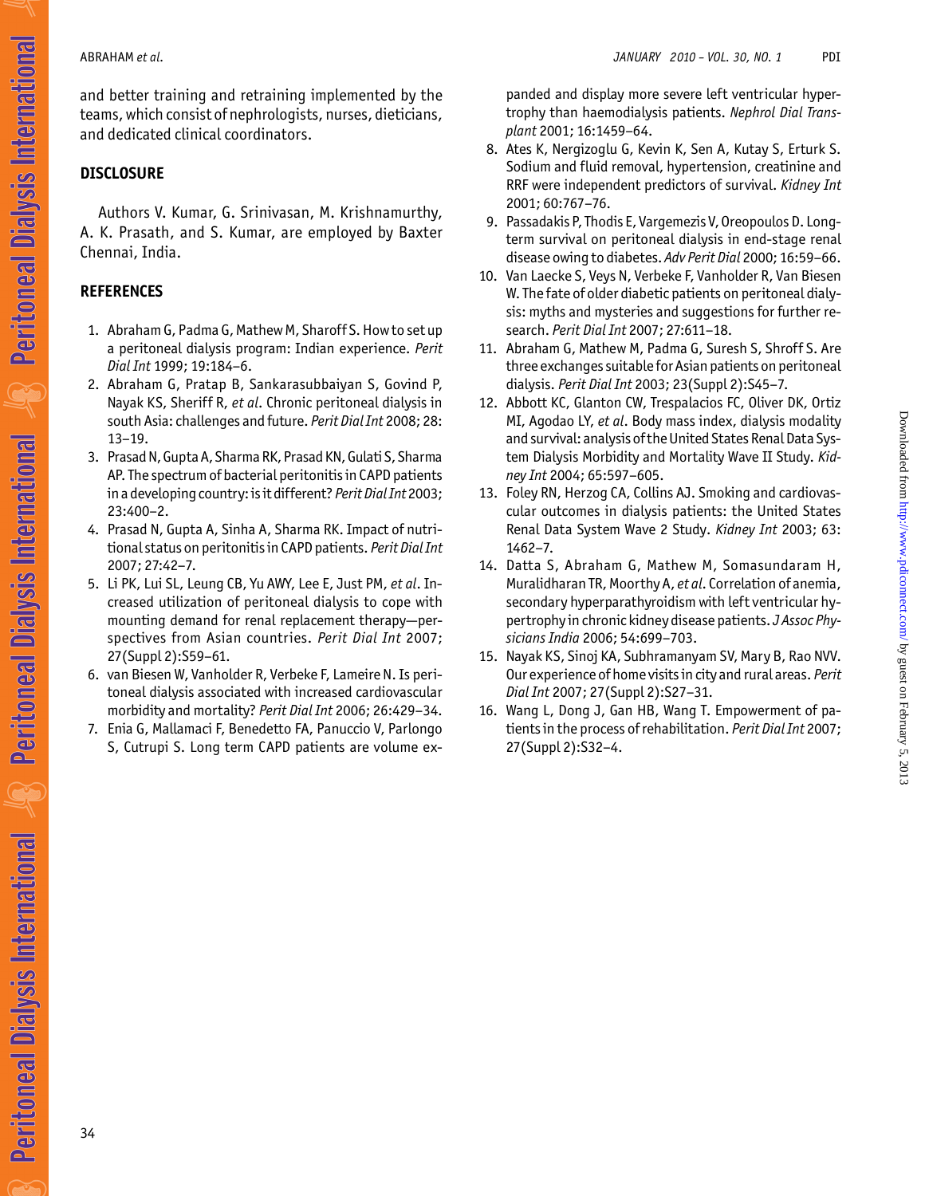and better training and retraining implemented by the teams, which consist of nephrologists, nurses, dieticians, and dedicated clinical coordinators.

## DISCLOSURE

Authors V. Kumar, G. Srinivasan, M. Krishnamurthy, A. K. Prasath, and S. Kumar, are employed by Baxter Chennai, India.

## REFERENCES

1. Abraham G, Padma G, Mathew M, Sharoff S. How to set up a peritoneal dialysis program: Indian experience. *Perit Dial Int* 1999; 19:184–6.
2. Abraham G, Pratap B, Sankarasubbaiyan S, Govind P, Nayak KS, Sheriff R, *et al*. Chronic peritoneal dialysis in south Asia: challenges and future. *Perit Dial Int* 2008; 28:13–19.
3. Prasad N, Gupta A, Sharma RK, Prasad KN, Gulati S, Sharma AP. The spectrum of bacterial peritonitis in CAPD patients in a developing country: is it different? *Perit Dial Int* 2003; 23:400–2.
4. Prasad N, Gupta A, Sinha A, Sharma RK. Impact of nutritional status on peritonitis in CAPD patients. *Perit Dial Int* 2007; 27:42–7.
5. Li PK, Lui SL, Leung CB, Yu AWY, Lee E, Just PM, *et al*. Increased utilization of peritoneal dialysis to cope with mounting demand for renal replacement therapy—perspectives from Asian countries. *Perit Dial Int* 2007; 27(Suppl 2):S59–61.
6. van Biesen W, Vanholder R, Verbeke F, Lameire N. Is peritoneal dialysis associated with increased cardiovascular morbidity and mortality? *Perit Dial Int* 2006; 26:429–34.
7. Enia G, Mallamaci F, Benedetto FA, Panuccio V, Parlongo S, Cutrupi S. Long term CAPD patients are volume expanded and display more severe left ventricular hypertrophy than haemodialysis patients. *Nephrol Dial Transplant* 2001; 16:1459–64.
8. Ates K, Nergizoglu G, Kevin K, Sen A, Kutay S, Erturk S. Sodium and fluid removal, hypertension, creatinine and RRF were independent predictors of survival. *Kidney Int* 2001; 60:767–76.
9. Passadakis P, Thodis E, Vargemezis V, Oreopoulos D. Long-term survival on peritoneal dialysis in end-stage renal disease owing to diabetes. *Adv Perit Dial* 2000; 16:59–66.
10. Van Laecke S, Veys N, Verbeke F, Vanholder R, Van Biesen W. The fate of older diabetic patients on peritoneal dialysis: myths and mysteries and suggestions for further research. *Perit Dial Int* 2007; 27:611–18.
11. Abraham G, Mathew M, Padma G, Suresh S, Shroff S. Are three exchanges suitable for Asian patients on peritoneal dialysis. *Perit Dial Int* 2003; 23(Suppl 2):S45–7.
12. Abbott KC, Glanton CW, Trespalacios FC, Oliver DK, Ortiz MI, Agodao LY, *et al*. Body mass index, dialysis modality and survival: analysis of the United States Renal Data System Dialysis Morbidity and Mortality Wave II Study. *Kidney Int* 2004; 65:597–605.
13. Foley RN, Herzog CA, Collins AJ. Smoking and cardiovascular outcomes in dialysis patients: the United States Renal Data System Wave 2 Study. *Kidney Int* 2003; 63:1462–7.
14. Datta S, Abraham G, Mathew M, Somasundaram H, Muralidharan TR, Moorthy A, *et al*. Correlation of anemia, secondary hyperparathyroidism with left ventricular hypertrophy in chronic kidney disease patients. *J Assoc Physicians India* 2006; 54:699–703.
15. Nayak KS, Sinoj KA, Subhramanyam SV, Mary B, Rao NVV. Our experience of home visits in city and rural areas. *Perit Dial Int* 2007; 27(Suppl 2):S27–31.
16. Wang L, Dong J, Gan HB, Wang T. Empowerment of patients in the process of rehabilitation. *Perit Dial Int* 2007; 27(Suppl 2):S32–4.